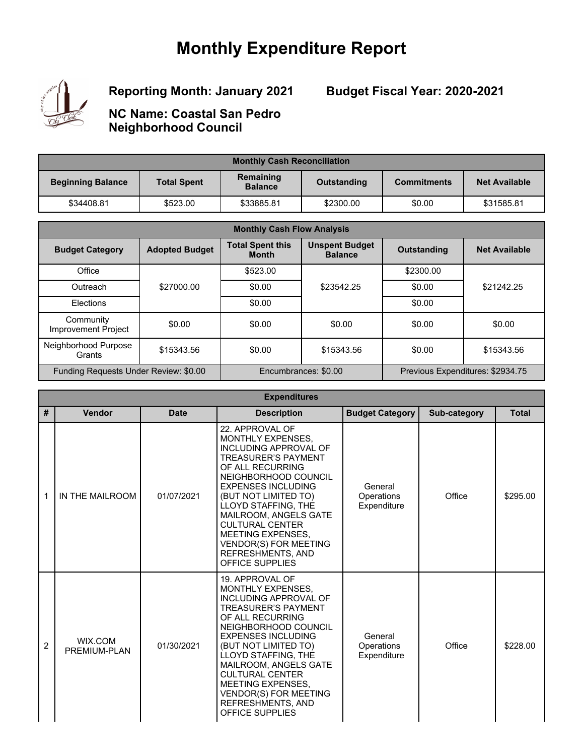# Monthly Expenditure Report

**Reporting Month: January 2021** **Budget Fiscal Year: 2020-2021**

**NC Name: Coastal San Pedro Neighborhood Council**

| Monthly Cash Reconciliation | | | | | |
|---|---|---|---|---|---|
| **Beginning Balance** | **Total Spent** | **Remaining Balance** | **Outstanding** | **Commitments** | **Net Available** |
| $34408.81 | $523.00 | $33885.81 | $2300.00 | $0.00 | $31585.81 |

| Monthly Cash Flow Analysis | | | | | |
|---|---|---|---|---|---|
| **Budget Category** | **Adopted Budget** | **Total Spent this Month** | **Unspent Budget Balance** | **Outstanding** | **Net Available** |
| Office | $27000.00 | $523.00 | $23542.25 | $2300.00 | $21242.25 |
| Outreach | | $0.00 | | $0.00 | |
| Elections | | $0.00 | | $0.00 | |
| Community Improvement Project | $0.00 | $0.00 | $0.00 | $0.00 | $0.00 |
| Neighborhood Purpose Grants | $15343.56 | $0.00 | $15343.56 | $0.00 | $15343.56 |
| Funding Requests Under Review: $0.00 | | Encumbrances: $0.00 | | Previous Expenditures: $2934.75 | |

| Expenditures | | | | | | |
|---|---|---|---|---|---|---|
| **#** | **Vendor** | **Date** | **Description** | **Budget Category** | **Sub-category** | **Total** |
| 1 | IN THE MAILROOM | 01/07/2021 | 22. APPROVAL OF MONTHLY EXPENSES, INCLUDING APPROVAL OF TREASURER'S PAYMENT OF ALL RECURRING NEIGHBORHOOD COUNCIL EXPENSES INCLUDING (BUT NOT LIMITED TO) LLOYD STAFFING, THE MAILROOM, ANGELS GATE CULTURAL CENTER MEETING EXPENSES, VENDOR(S) FOR MEETING REFRESHMENTS, AND OFFICE SUPPLIES | General Operations Expenditure | Office | $295.00 |
| 2 | WIX.COM PREMIUM-PLAN | 01/30/2021 | 19. APPROVAL OF MONTHLY EXPENSES, INCLUDING APPROVAL OF TREASURER'S PAYMENT OF ALL RECURRING NEIGHBORHOOD COUNCIL EXPENSES INCLUDING (BUT NOT LIMITED TO) LLOYD STAFFING, THE MAILROOM, ANGELS GATE CULTURAL CENTER MEETING EXPENSES, VENDOR(S) FOR MEETING REFRESHMENTS, AND OFFICE SUPPLIES | General Operations Expenditure | Office | $228.00 |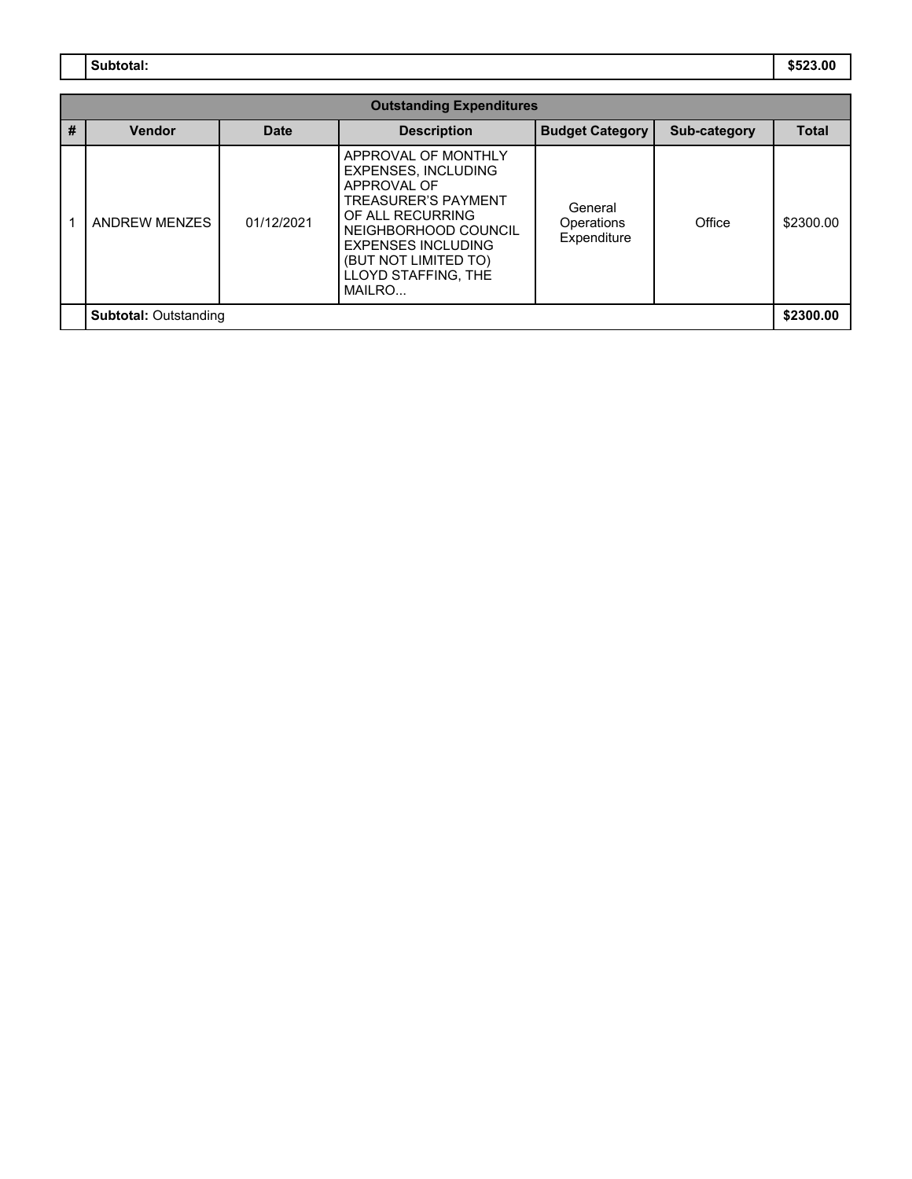| | Subtotal: | $523.00 |
|---|---|---|

| Outstanding Expenditures | | | | | | |
|---|---|---|---|---|---|---|
| # | Vendor | Date | Description | Budget Category | Sub-category | Total |
| 1 | ANDREW MENZES | 01/12/2021 | APPROVAL OF MONTHLY EXPENSES, INCLUDING APPROVAL OF TREASURER'S PAYMENT OF ALL RECURRING NEIGHBORHOOD COUNCIL EXPENSES INCLUDING (BUT NOT LIMITED TO) LLOYD STAFFING, THE MAILRO... | General Operations Expenditure | Office | $2300.00 |
| | **Subtotal:** Outstanding | | | | | **$2300.00** |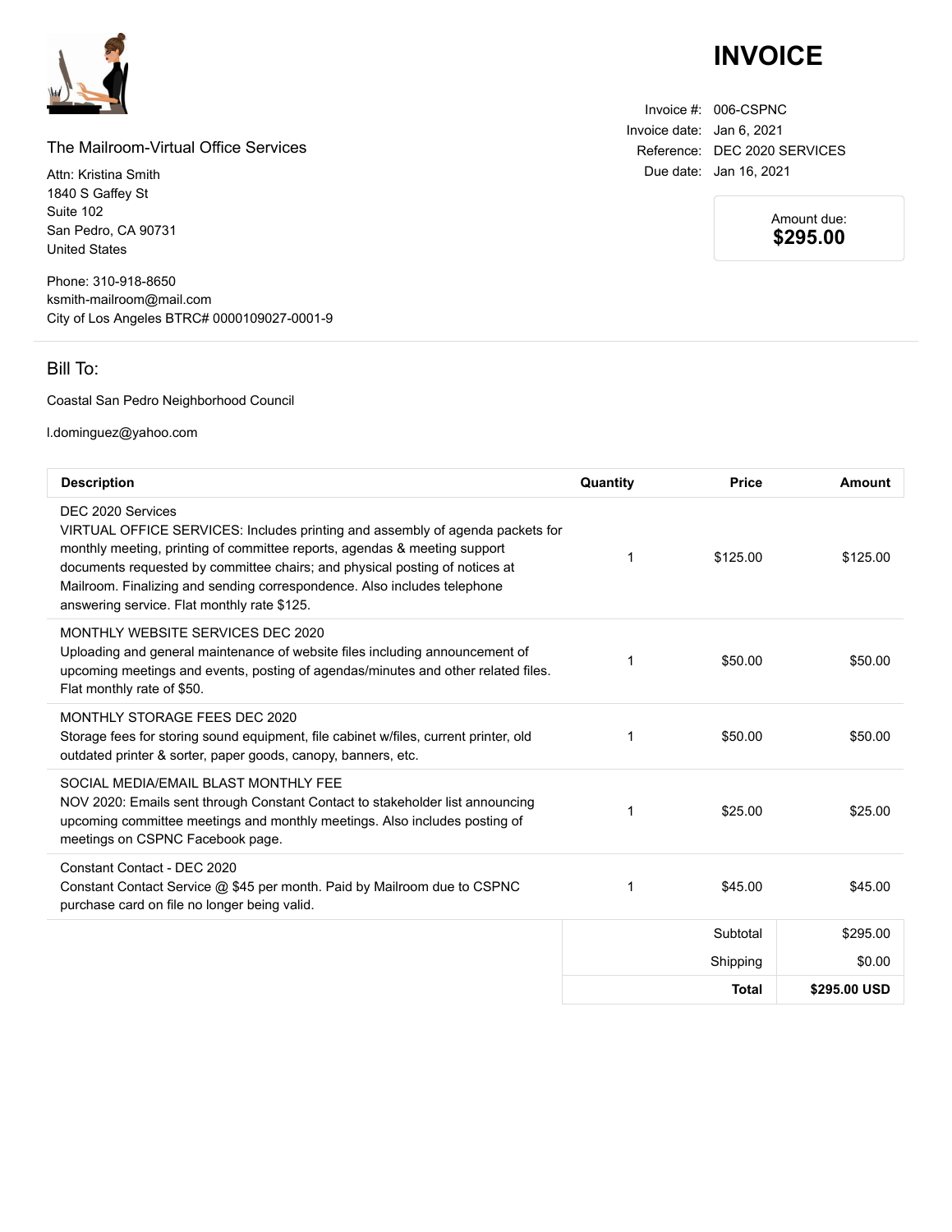# INVOICE

The Mailroom-Virtual Office Services

Attn: Kristina Smith
1840 S Gaffey St
Suite 102
San Pedro, CA 90731
United States

Phone: 310-918-8650
ksmith-mailroom@mail.com
City of Los Angeles BTRC# 0000109027-0001-9

Invoice #: 006-CSPNC
Invoice date: Jan 6, 2021
Reference: DEC 2020 SERVICES
Due date: Jan 16, 2021

Amount due:
**$295.00**

## Bill To:

Coastal San Pedro Neighborhood Council

l.dominguez@yahoo.com

| Description | Quantity | Price | Amount |
|---|---|---|---|
| DEC 2020 Services<br>VIRTUAL OFFICE SERVICES: Includes printing and assembly of agenda packets for monthly meeting, printing of committee reports, agendas & meeting support documents requested by committee chairs; and physical posting of notices at Mailroom. Finalizing and sending correspondence. Also includes telephone answering service. Flat monthly rate $125. | 1 | $125.00 | $125.00 |
| MONTHLY WEBSITE SERVICES DEC 2020<br>Uploading and general maintenance of website files including announcement of upcoming meetings and events, posting of agendas/minutes and other related files. Flat monthly rate of $50. | 1 | $50.00 | $50.00 |
| MONTHLY STORAGE FEES DEC 2020<br>Storage fees for storing sound equipment, file cabinet w/files, current printer, old outdated printer & sorter, paper goods, canopy, banners, etc. | 1 | $50.00 | $50.00 |
| SOCIAL MEDIA/EMAIL BLAST MONTHLY FEE<br>NOV 2020: Emails sent through Constant Contact to stakeholder list announcing upcoming committee meetings and monthly meetings. Also includes posting of meetings on CSPNC Facebook page. | 1 | $25.00 | $25.00 |
| Constant Contact - DEC 2020<br>Constant Contact Service @ $45 per month. Paid by Mailroom due to CSPNC purchase card on file no longer being valid. | 1 | $45.00 | $45.00 |
| | | Subtotal | $295.00 |
| | | Shipping | $0.00 |
| | | **Total** | **$295.00 USD** |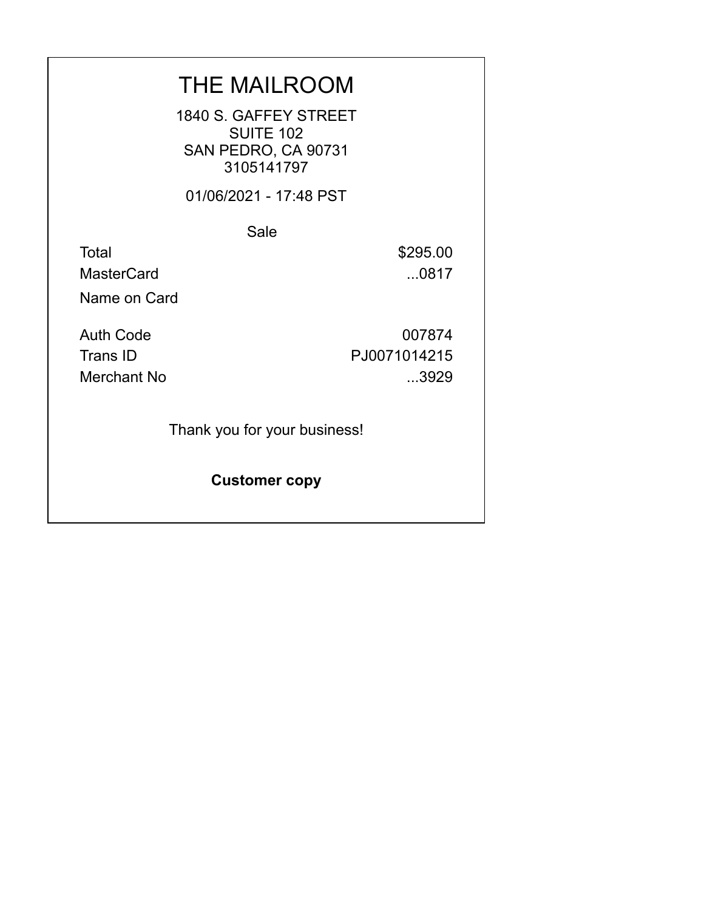# THE MAILROOM

1840 S. GAFFEY STREET
SUITE 102
SAN PEDRO, CA 90731
3105141797

01/06/2021 - 17:48 PST

Sale

| | |
|---|---|
| Total | $295.00 |
| MasterCard | ...0817 |
| Name on Card | |
| Auth Code | 007874 |
| Trans ID | PJ0071014215 |
| Merchant No | ...3929 |

Thank you for your business!

**Customer copy**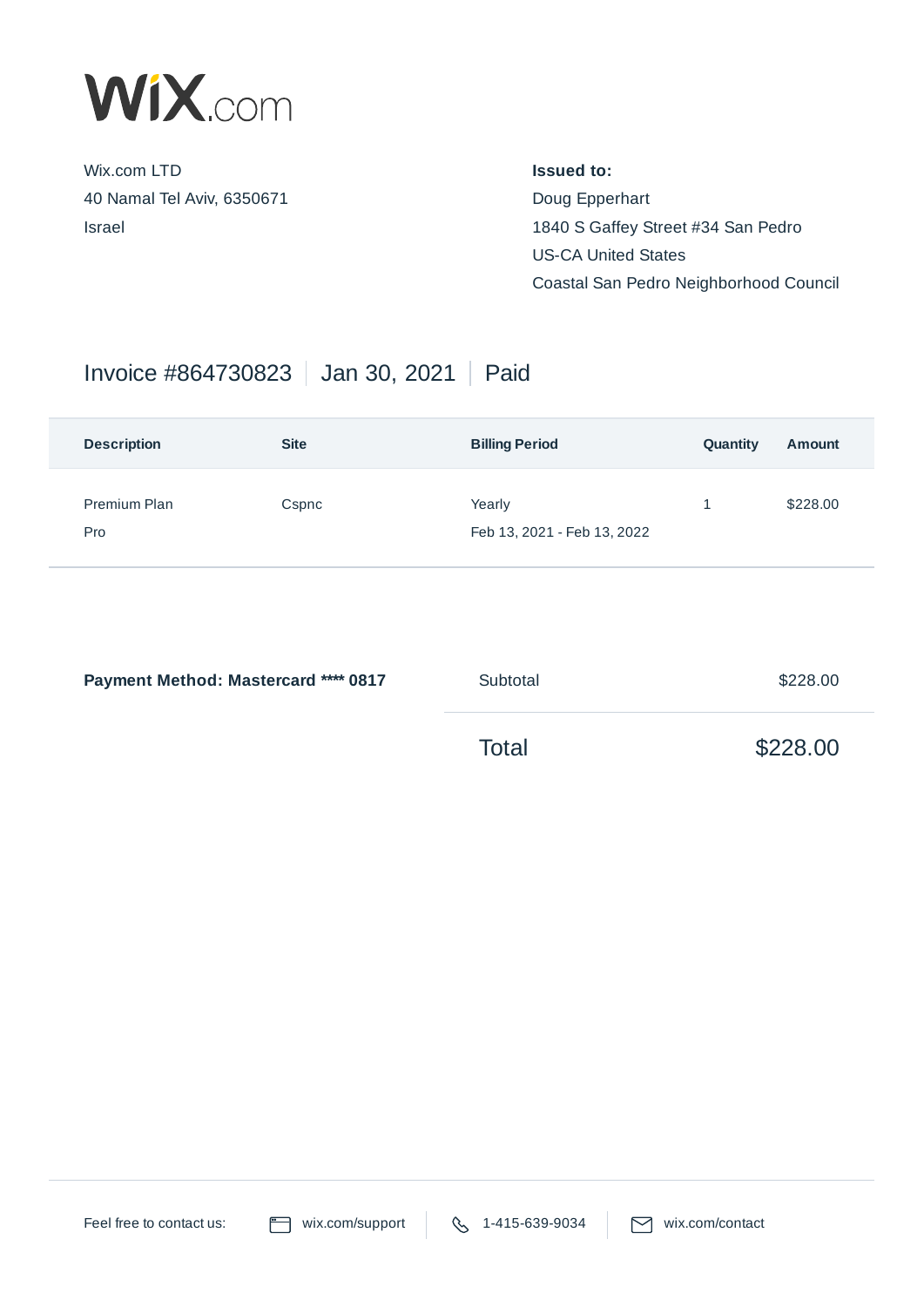Wix.com

Wix.com LTD
40 Namal Tel Aviv, 6350671
Israel

**Issued to:**
Doug Epperhart
1840 S Gaffey Street #34 San Pedro
US-CA United States
Coastal San Pedro Neighborhood Council

## Invoice #864730823 | Jan 30, 2021 | Paid

| Description | Site | Billing Period | Quantity | Amount |
|---|---|---|---|---|
| Premium Plan Pro | Cspnc | Yearly Feb 13, 2021 - Feb 13, 2022 | 1 | $228.00 |

**Payment Method: Mastercard **** 0817**

| | |
|---|---|
| Subtotal | $228.00 |
| Total | $228.00 |

Feel free to contact us: wix.com/support | 1-415-639-9034 | wix.com/contact